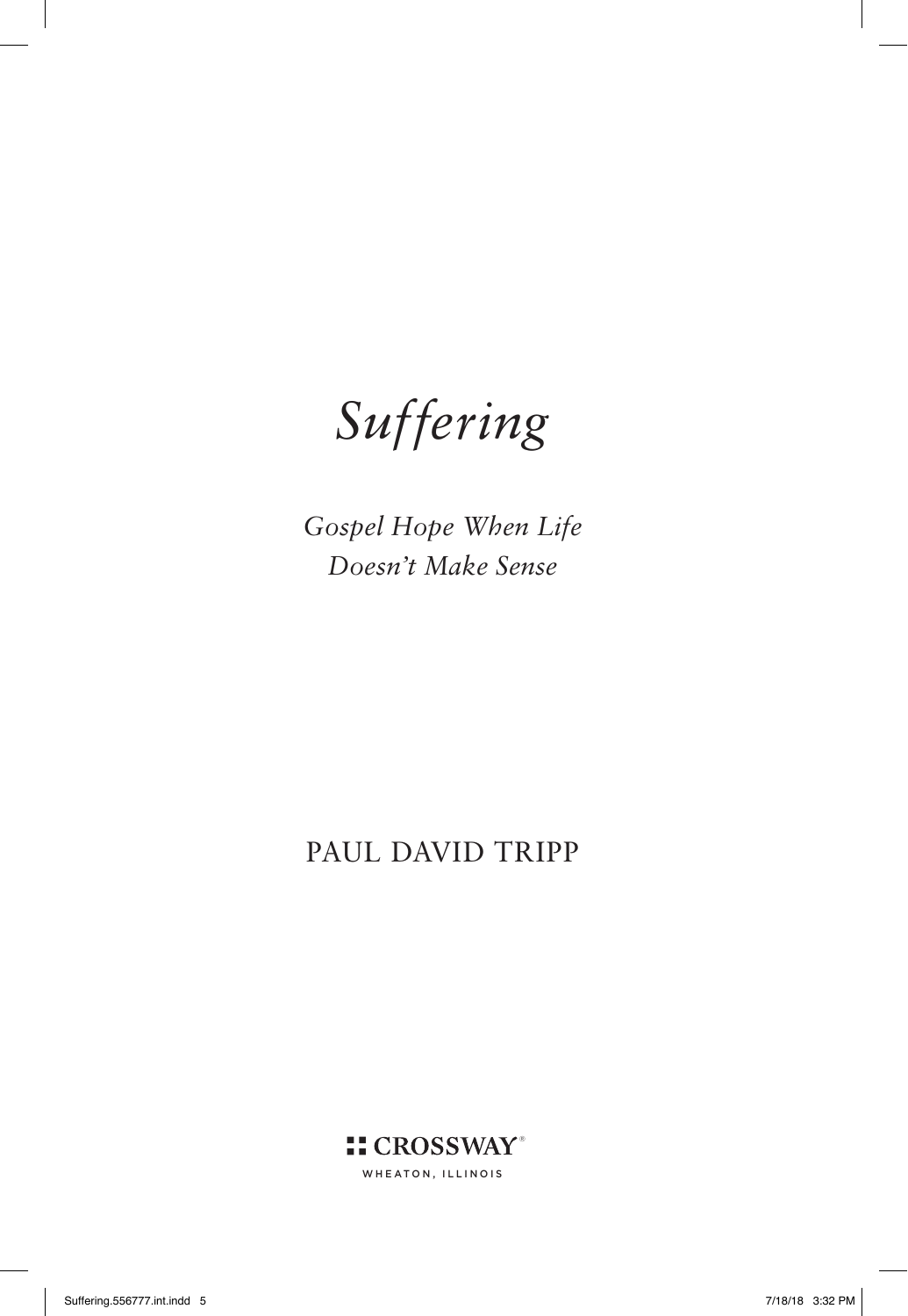# *Suffering*

*Gospel Hope When Life Doesn't Make Sense*

PAUL DAVID TRIPP

CROSSWAY

WHEATON, ILLINOIS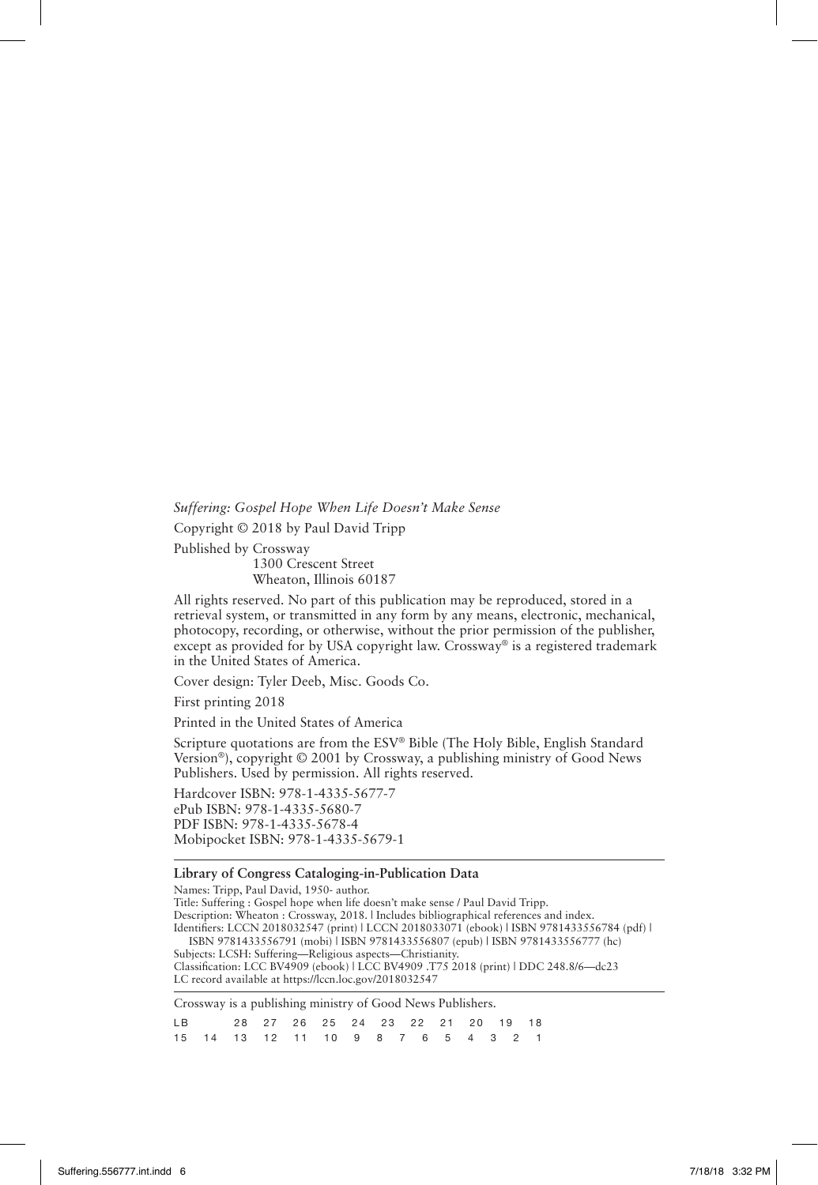*Suffering: Gospel Hope When Life Doesn't Make Sense*

Copyright © 2018 by Paul David Tripp

Published by Crossway
1300 Crescent Street
Wheaton, Illinois 60187

All rights reserved. No part of this publication may be reproduced, stored in a retrieval system, or transmitted in any form by any means, electronic, mechanical, photocopy, recording, or otherwise, without the prior permission of the publisher, except as provided for by USA copyright law. Crossway® is a registered trademark in the United States of America.

Cover design: Tyler Deeb, Misc. Goods Co.

First printing 2018

Printed in the United States of America

Scripture quotations are from the ESV® Bible (The Holy Bible, English Standard Version®), copyright © 2001 by Crossway, a publishing ministry of Good News Publishers. Used by permission. All rights reserved.

Hardcover ISBN: 978-1-4335-5677-7
ePub ISBN: 978-1-4335-5680-7
PDF ISBN: 978-1-4335-5678-4
Mobipocket ISBN: 978-1-4335-5679-1

---

**Library of Congress Cataloging-in-Publication Data**

Names: Tripp, Paul David, 1950- author.
Title: Suffering : Gospel hope when life doesn't make sense / Paul David Tripp.
Description: Wheaton : Crossway, 2018. | Includes bibliographical references and index.
Identifiers: LCCN 2018032547 (print) | LCCN 2018033071 (ebook) | ISBN 9781433556784 (pdf) | ISBN 9781433556791 (mobi) | ISBN 9781433556807 (epub) | ISBN 9781433556777 (hc)
Subjects: LCSH: Suffering—Religious aspects—Christianity.
Classification: LCC BV4909 (ebook) | LCC BV4909 .T75 2018 (print) | DDC 248.8/6—dc23
LC record available at https://lccn.loc.gov/2018032547

---

Crossway is a publishing ministry of Good News Publishers.

LB 28 27 26 25 24 23 22 21 20 19 18
15 14 13 12 11 10 9 8 7 6 5 4 3 2 1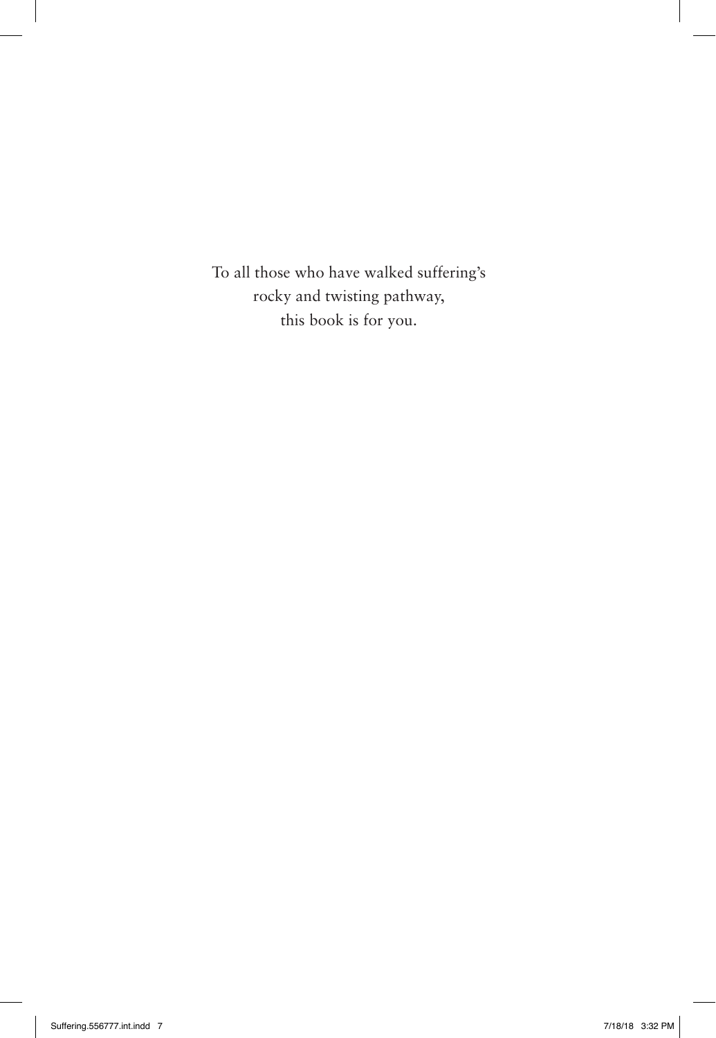To all those who have walked suffering's
rocky and twisting pathway,
this book is for you.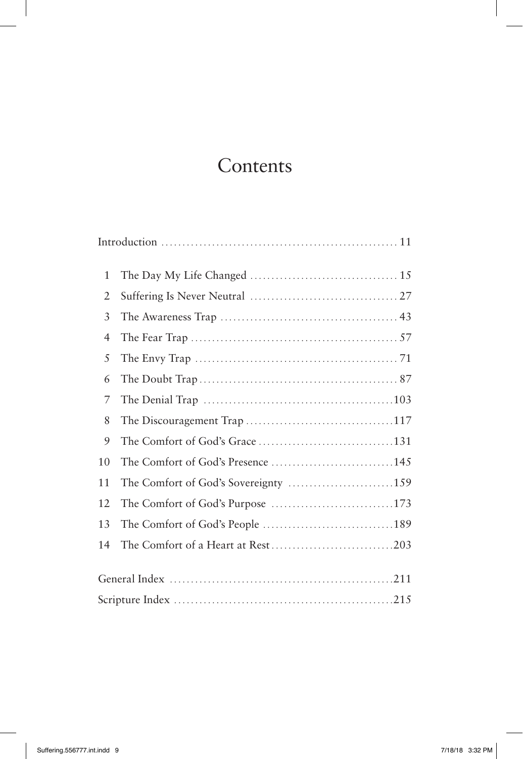# Contents

| | | |
|---|---|---|
| Introduction | | 11 |
| 1 | The Day My Life Changed | 15 |
| 2 | Suffering Is Never Neutral | 27 |
| 3 | The Awareness Trap | 43 |
| 4 | The Fear Trap | 57 |
| 5 | The Envy Trap | 71 |
| 6 | The Doubt Trap | 87 |
| 7 | The Denial Trap | 103 |
| 8 | The Discouragement Trap | 117 |
| 9 | The Comfort of God's Grace | 131 |
| 10 | The Comfort of God's Presence | 145 |
| 11 | The Comfort of God's Sovereignty | 159 |
| 12 | The Comfort of God's Purpose | 173 |
| 13 | The Comfort of God's People | 189 |
| 14 | The Comfort of a Heart at Rest | 203 |
| General Index | | 211 |
| Scripture Index | | 215 |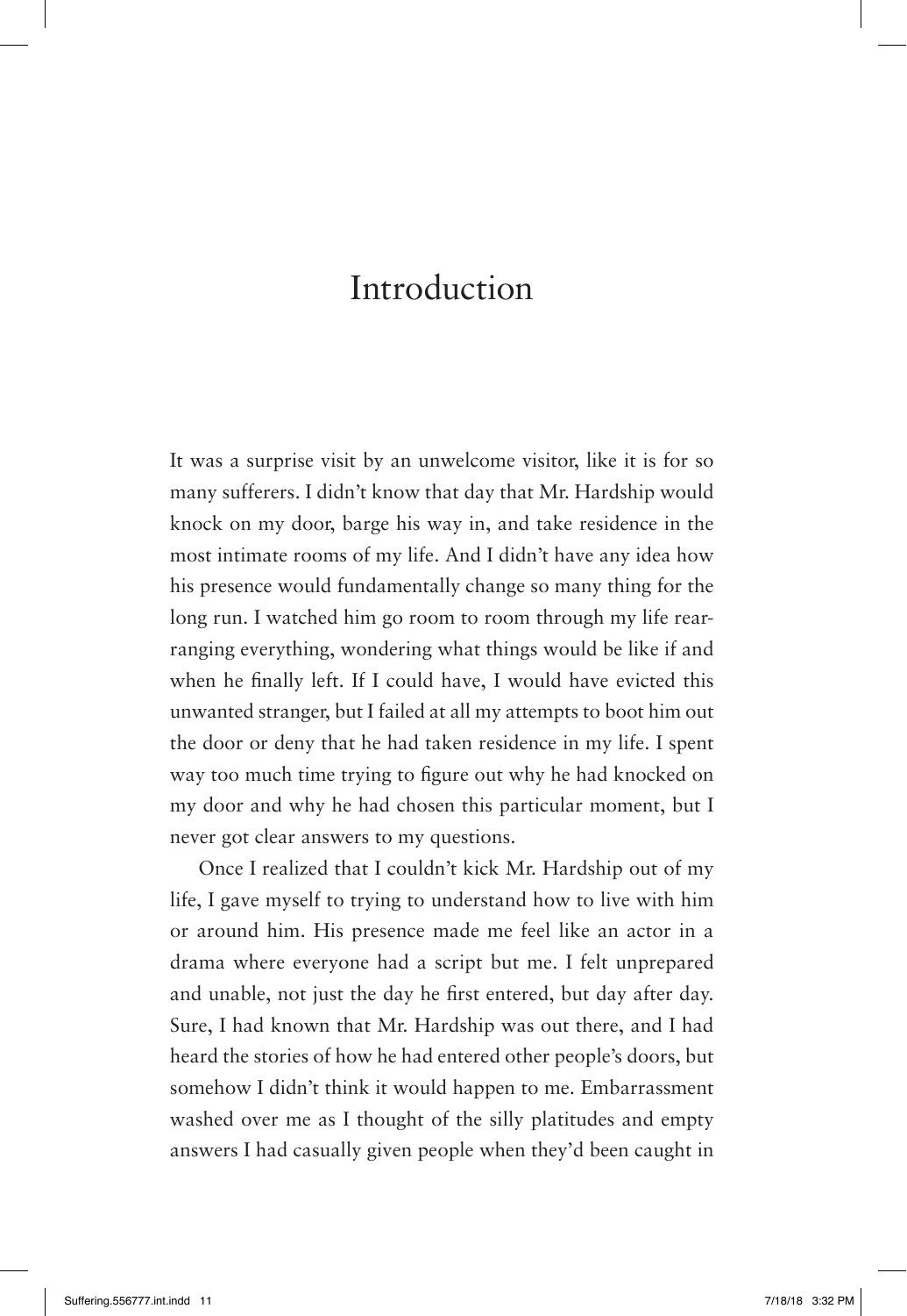# Introduction

It was a surprise visit by an unwelcome visitor, like it is for so many sufferers. I didn't know that day that Mr. Hardship would knock on my door, barge his way in, and take residence in the most intimate rooms of my life. And I didn't have any idea how his presence would fundamentally change so many thing for the long run. I watched him go room to room through my life rearranging everything, wondering what things would be like if and when he finally left. If I could have, I would have evicted this unwanted stranger, but I failed at all my attempts to boot him out the door or deny that he had taken residence in my life. I spent way too much time trying to figure out why he had knocked on my door and why he had chosen this particular moment, but I never got clear answers to my questions.

Once I realized that I couldn't kick Mr. Hardship out of my life, I gave myself to trying to understand how to live with him or around him. His presence made me feel like an actor in a drama where everyone had a script but me. I felt unprepared and unable, not just the day he first entered, but day after day. Sure, I had known that Mr. Hardship was out there, and I had heard the stories of how he had entered other people's doors, but somehow I didn't think it would happen to me. Embarrassment washed over me as I thought of the silly platitudes and empty answers I had casually given people when they'd been caught in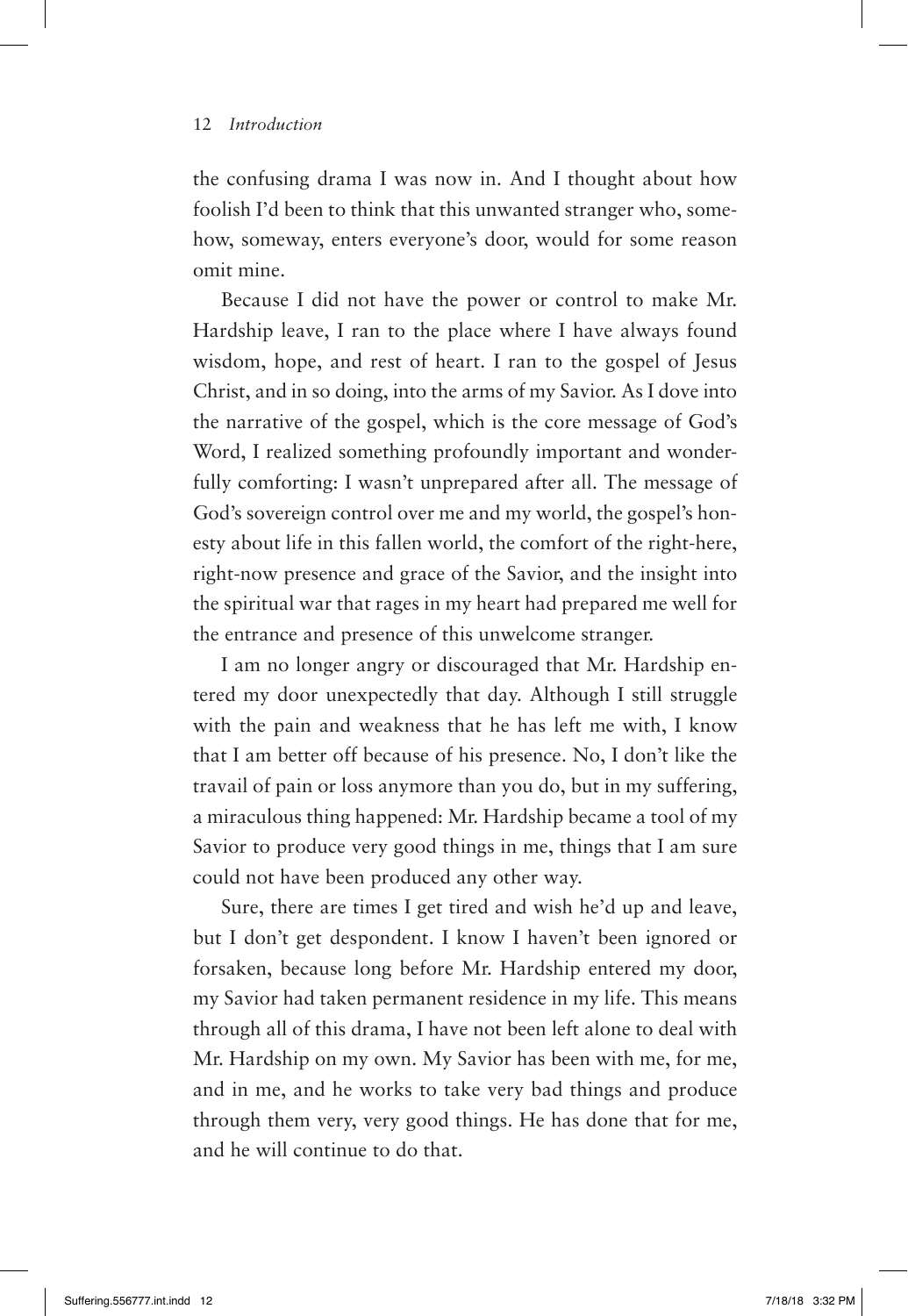the confusing drama I was now in. And I thought about how foolish I'd been to think that this unwanted stranger who, somehow, someway, enters everyone's door, would for some reason omit mine.

Because I did not have the power or control to make Mr. Hardship leave, I ran to the place where I have always found wisdom, hope, and rest of heart. I ran to the gospel of Jesus Christ, and in so doing, into the arms of my Savior. As I dove into the narrative of the gospel, which is the core message of God's Word, I realized something profoundly important and wonderfully comforting: I wasn't unprepared after all. The message of God's sovereign control over me and my world, the gospel's honesty about life in this fallen world, the comfort of the right-here, right-now presence and grace of the Savior, and the insight into the spiritual war that rages in my heart had prepared me well for the entrance and presence of this unwelcome stranger.

I am no longer angry or discouraged that Mr. Hardship entered my door unexpectedly that day. Although I still struggle with the pain and weakness that he has left me with, I know that I am better off because of his presence. No, I don't like the travail of pain or loss anymore than you do, but in my suffering, a miraculous thing happened: Mr. Hardship became a tool of my Savior to produce very good things in me, things that I am sure could not have been produced any other way.

Sure, there are times I get tired and wish he'd up and leave, but I don't get despondent. I know I haven't been ignored or forsaken, because long before Mr. Hardship entered my door, my Savior had taken permanent residence in my life. This means through all of this drama, I have not been left alone to deal with Mr. Hardship on my own. My Savior has been with me, for me, and in me, and he works to take very bad things and produce through them very, very good things. He has done that for me, and he will continue to do that.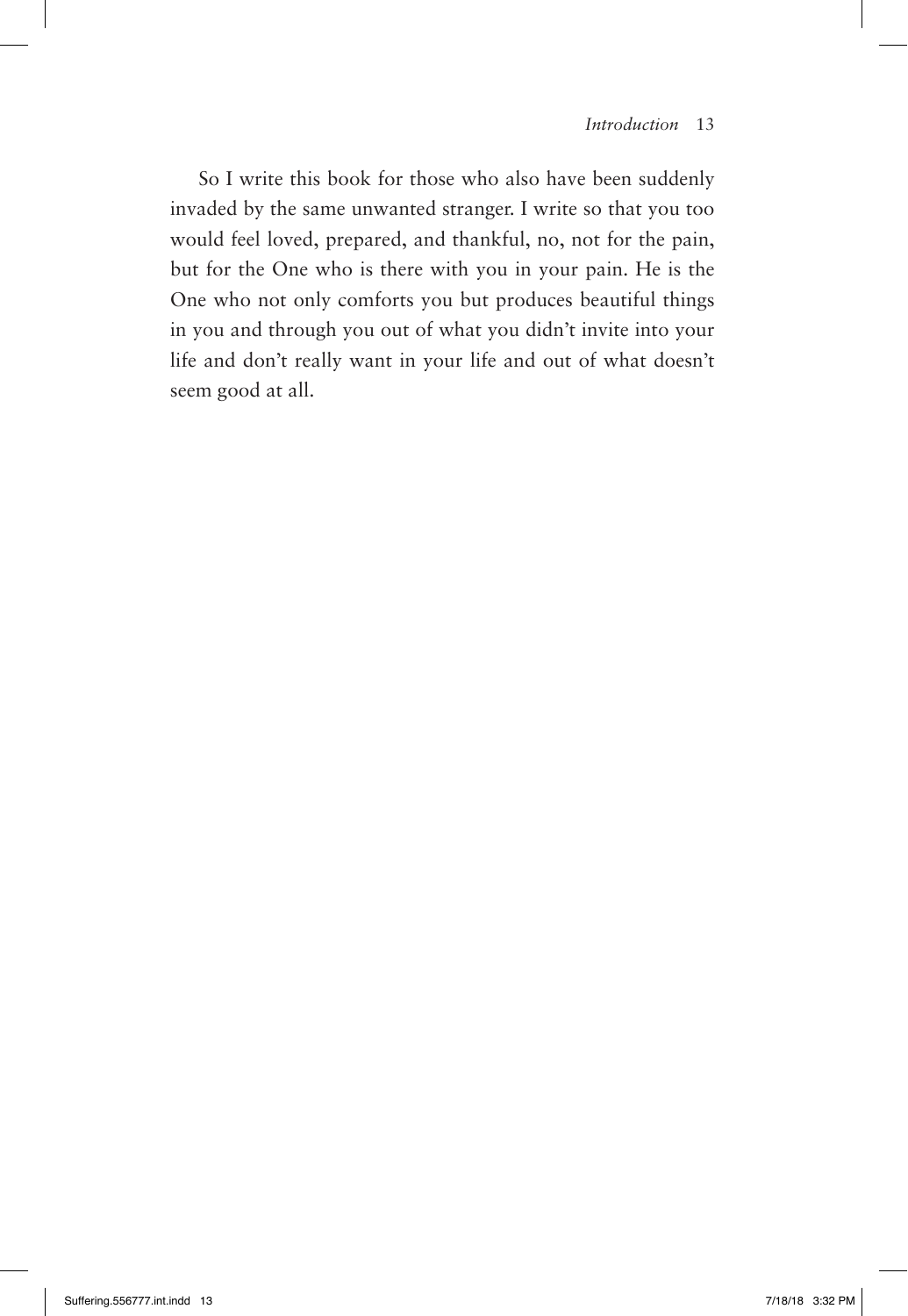So I write this book for those who also have been suddenly invaded by the same unwanted stranger. I write so that you too would feel loved, prepared, and thankful, no, not for the pain, but for the One who is there with you in your pain. He is the One who not only comforts you but produces beautiful things in you and through you out of what you didn't invite into your life and don't really want in your life and out of what doesn't seem good at all.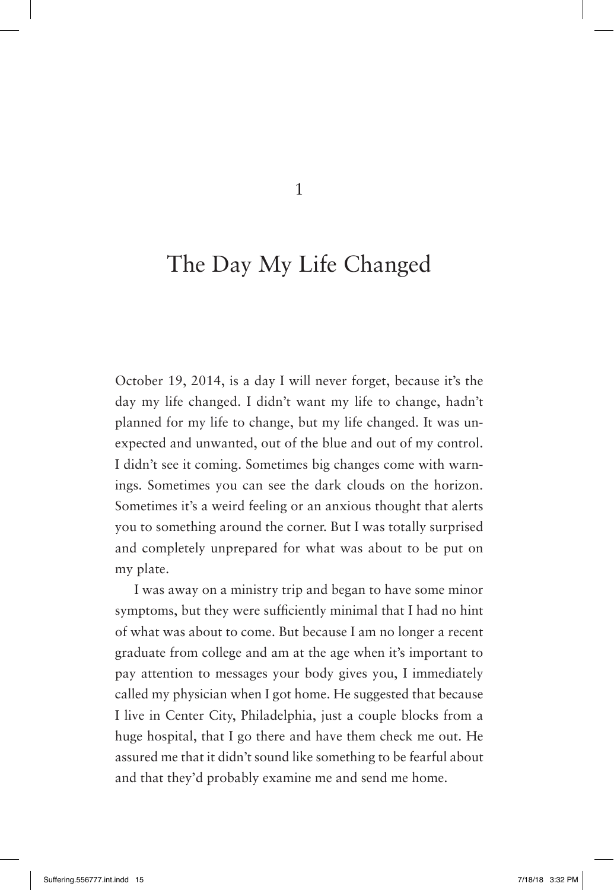# 1

# The Day My Life Changed

October 19, 2014, is a day I will never forget, because it's the day my life changed. I didn't want my life to change, hadn't planned for my life to change, but my life changed. It was unexpected and unwanted, out of the blue and out of my control. I didn't see it coming. Sometimes big changes come with warnings. Sometimes you can see the dark clouds on the horizon. Sometimes it's a weird feeling or an anxious thought that alerts you to something around the corner. But I was totally surprised and completely unprepared for what was about to be put on my plate.

I was away on a ministry trip and began to have some minor symptoms, but they were sufficiently minimal that I had no hint of what was about to come. But because I am no longer a recent graduate from college and am at the age when it's important to pay attention to messages your body gives you, I immediately called my physician when I got home. He suggested that because I live in Center City, Philadelphia, just a couple blocks from a huge hospital, that I go there and have them check me out. He assured me that it didn't sound like something to be fearful about and that they'd probably examine me and send me home.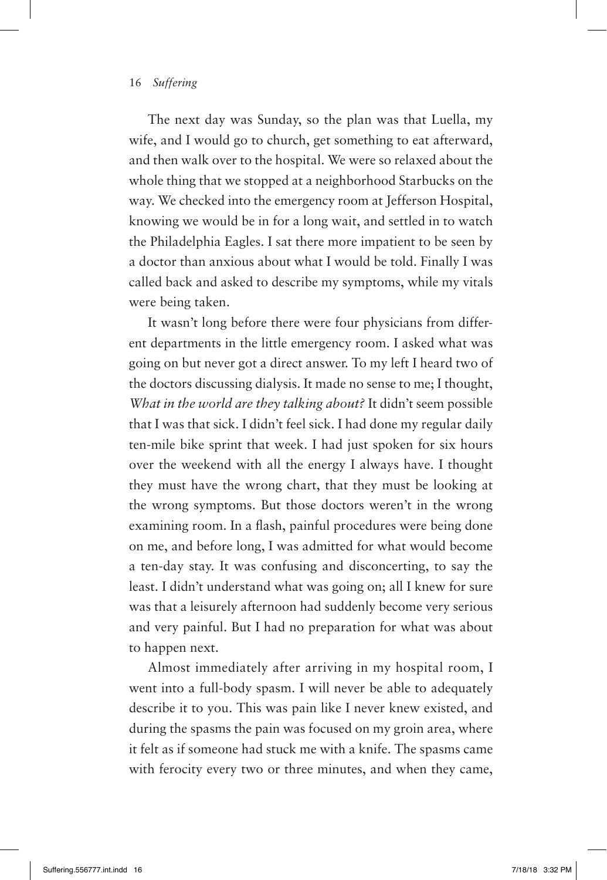The next day was Sunday, so the plan was that Luella, my wife, and I would go to church, get something to eat afterward, and then walk over to the hospital. We were so relaxed about the whole thing that we stopped at a neighborhood Starbucks on the way. We checked into the emergency room at Jefferson Hospital, knowing we would be in for a long wait, and settled in to watch the Philadelphia Eagles. I sat there more impatient to be seen by a doctor than anxious about what I would be told. Finally I was called back and asked to describe my symptoms, while my vitals were being taken.

It wasn't long before there were four physicians from different departments in the little emergency room. I asked what was going on but never got a direct answer. To my left I heard two of the doctors discussing dialysis. It made no sense to me; I thought, *What in the world are they talking about?* It didn't seem possible that I was that sick. I didn't feel sick. I had done my regular daily ten-mile bike sprint that week. I had just spoken for six hours over the weekend with all the energy I always have. I thought they must have the wrong chart, that they must be looking at the wrong symptoms. But those doctors weren't in the wrong examining room. In a flash, painful procedures were being done on me, and before long, I was admitted for what would become a ten-day stay. It was confusing and disconcerting, to say the least. I didn't understand what was going on; all I knew for sure was that a leisurely afternoon had suddenly become very serious and very painful. But I had no preparation for what was about to happen next.

Almost immediately after arriving in my hospital room, I went into a full-body spasm. I will never be able to adequately describe it to you. This was pain like I never knew existed, and during the spasms the pain was focused on my groin area, where it felt as if someone had stuck me with a knife. The spasms came with ferocity every two or three minutes, and when they came,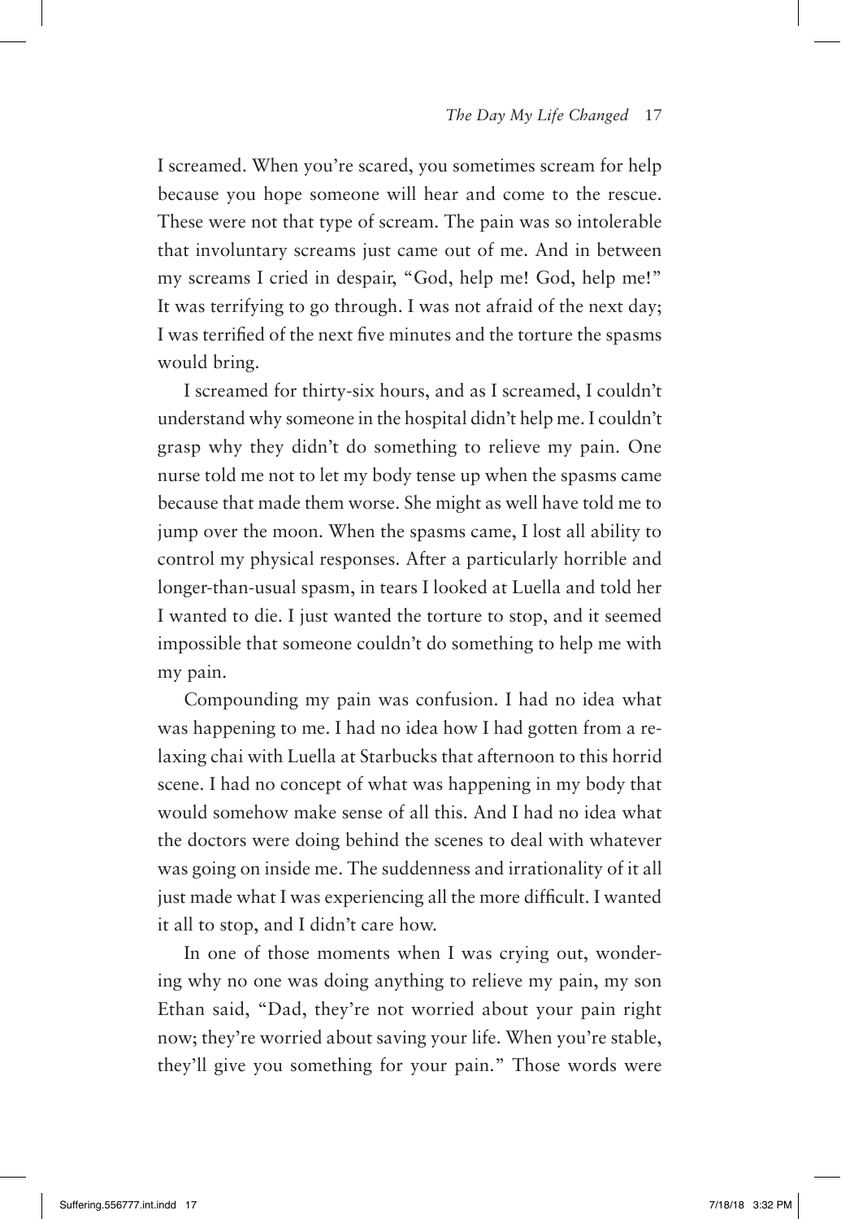I screamed. When you're scared, you sometimes scream for help because you hope someone will hear and come to the rescue. These were not that type of scream. The pain was so intolerable that involuntary screams just came out of me. And in between my screams I cried in despair, "God, help me! God, help me!" It was terrifying to go through. I was not afraid of the next day; I was terrified of the next five minutes and the torture the spasms would bring.

I screamed for thirty-six hours, and as I screamed, I couldn't understand why someone in the hospital didn't help me. I couldn't grasp why they didn't do something to relieve my pain. One nurse told me not to let my body tense up when the spasms came because that made them worse. She might as well have told me to jump over the moon. When the spasms came, I lost all ability to control my physical responses. After a particularly horrible and longer-than-usual spasm, in tears I looked at Luella and told her I wanted to die. I just wanted the torture to stop, and it seemed impossible that someone couldn't do something to help me with my pain.

Compounding my pain was confusion. I had no idea what was happening to me. I had no idea how I had gotten from a relaxing chai with Luella at Starbucks that afternoon to this horrid scene. I had no concept of what was happening in my body that would somehow make sense of all this. And I had no idea what the doctors were doing behind the scenes to deal with whatever was going on inside me. The suddenness and irrationality of it all just made what I was experiencing all the more difficult. I wanted it all to stop, and I didn't care how.

In one of those moments when I was crying out, wondering why no one was doing anything to relieve my pain, my son Ethan said, "Dad, they're not worried about your pain right now; they're worried about saving your life. When you're stable, they'll give you something for your pain." Those words were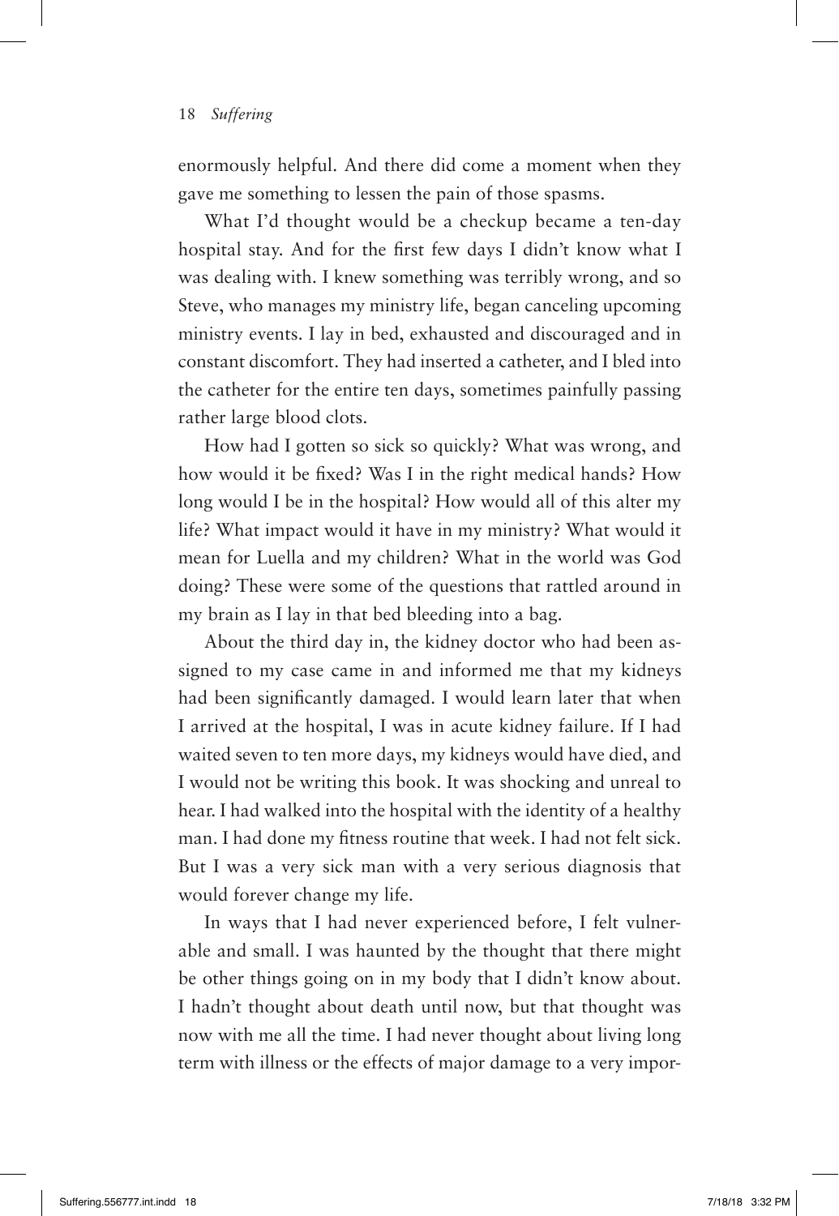enormously helpful. And there did come a moment when they gave me something to lessen the pain of those spasms.

What I'd thought would be a checkup became a ten-day hospital stay. And for the first few days I didn't know what I was dealing with. I knew something was terribly wrong, and so Steve, who manages my ministry life, began canceling upcoming ministry events. I lay in bed, exhausted and discouraged and in constant discomfort. They had inserted a catheter, and I bled into the catheter for the entire ten days, sometimes painfully passing rather large blood clots.

How had I gotten so sick so quickly? What was wrong, and how would it be fixed? Was I in the right medical hands? How long would I be in the hospital? How would all of this alter my life? What impact would it have in my ministry? What would it mean for Luella and my children? What in the world was God doing? These were some of the questions that rattled around in my brain as I lay in that bed bleeding into a bag.

About the third day in, the kidney doctor who had been assigned to my case came in and informed me that my kidneys had been significantly damaged. I would learn later that when I arrived at the hospital, I was in acute kidney failure. If I had waited seven to ten more days, my kidneys would have died, and I would not be writing this book. It was shocking and unreal to hear. I had walked into the hospital with the identity of a healthy man. I had done my fitness routine that week. I had not felt sick. But I was a very sick man with a very serious diagnosis that would forever change my life.

In ways that I had never experienced before, I felt vulnerable and small. I was haunted by the thought that there might be other things going on in my body that I didn't know about. I hadn't thought about death until now, but that thought was now with me all the time. I had never thought about living long term with illness or the effects of major damage to a very impor-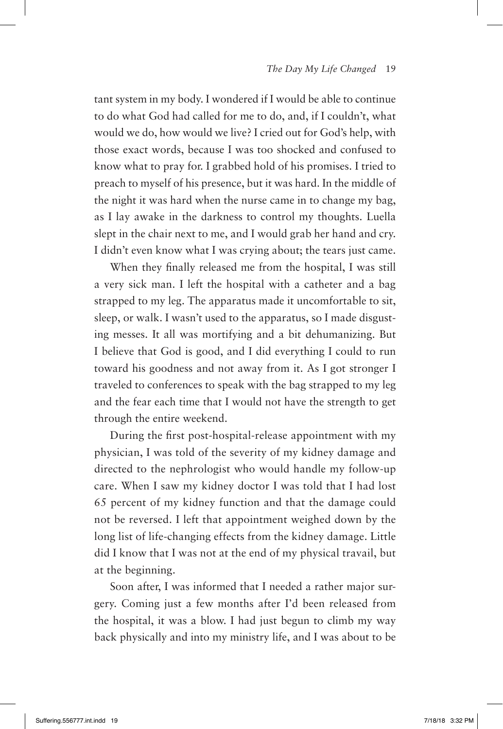tant system in my body. I wondered if I would be able to continue to do what God had called for me to do, and, if I couldn't, what would we do, how would we live? I cried out for God's help, with those exact words, because I was too shocked and confused to know what to pray for. I grabbed hold of his promises. I tried to preach to myself of his presence, but it was hard. In the middle of the night it was hard when the nurse came in to change my bag, as I lay awake in the darkness to control my thoughts. Luella slept in the chair next to me, and I would grab her hand and cry. I didn't even know what I was crying about; the tears just came.

When they finally released me from the hospital, I was still a very sick man. I left the hospital with a catheter and a bag strapped to my leg. The apparatus made it uncomfortable to sit, sleep, or walk. I wasn't used to the apparatus, so I made disgusting messes. It all was mortifying and a bit dehumanizing. But I believe that God is good, and I did everything I could to run toward his goodness and not away from it. As I got stronger I traveled to conferences to speak with the bag strapped to my leg and the fear each time that I would not have the strength to get through the entire weekend.

During the first post-hospital-release appointment with my physician, I was told of the severity of my kidney damage and directed to the nephrologist who would handle my follow-up care. When I saw my kidney doctor I was told that I had lost 65 percent of my kidney function and that the damage could not be reversed. I left that appointment weighed down by the long list of life-changing effects from the kidney damage. Little did I know that I was not at the end of my physical travail, but at the beginning.

Soon after, I was informed that I needed a rather major surgery. Coming just a few months after I'd been released from the hospital, it was a blow. I had just begun to climb my way back physically and into my ministry life, and I was about to be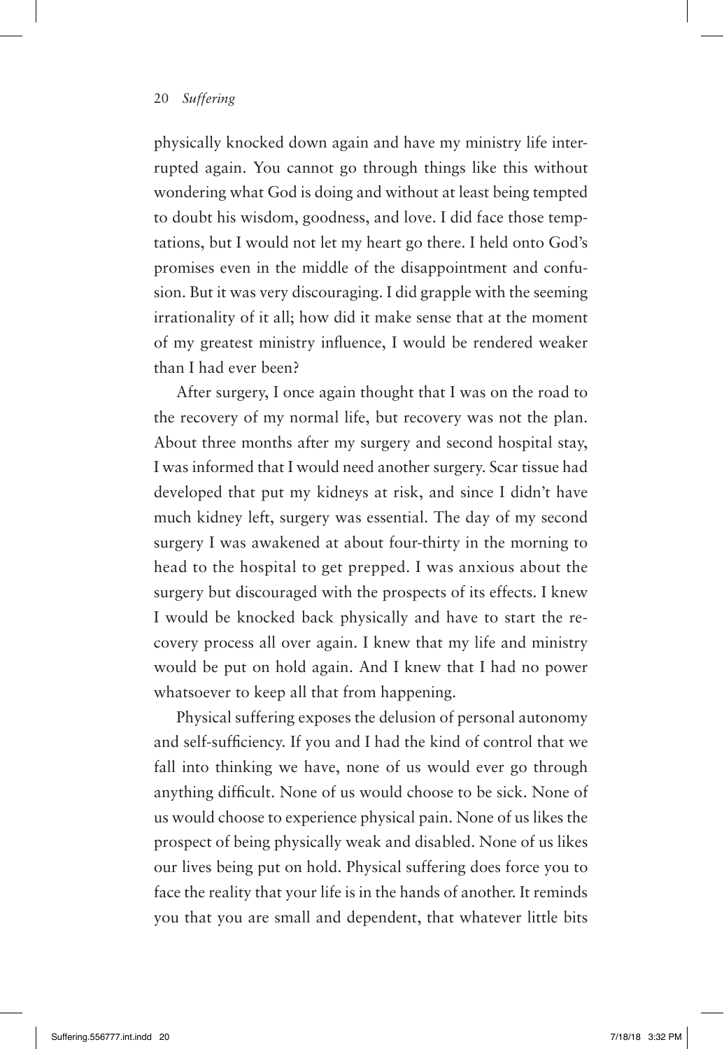physically knocked down again and have my ministry life interrupted again. You cannot go through things like this without wondering what God is doing and without at least being tempted to doubt his wisdom, goodness, and love. I did face those temptations, but I would not let my heart go there. I held onto God's promises even in the middle of the disappointment and confusion. But it was very discouraging. I did grapple with the seeming irrationality of it all; how did it make sense that at the moment of my greatest ministry influence, I would be rendered weaker than I had ever been?

After surgery, I once again thought that I was on the road to the recovery of my normal life, but recovery was not the plan. About three months after my surgery and second hospital stay, I was informed that I would need another surgery. Scar tissue had developed that put my kidneys at risk, and since I didn't have much kidney left, surgery was essential. The day of my second surgery I was awakened at about four-thirty in the morning to head to the hospital to get prepped. I was anxious about the surgery but discouraged with the prospects of its effects. I knew I would be knocked back physically and have to start the recovery process all over again. I knew that my life and ministry would be put on hold again. And I knew that I had no power whatsoever to keep all that from happening.

Physical suffering exposes the delusion of personal autonomy and self-sufficiency. If you and I had the kind of control that we fall into thinking we have, none of us would ever go through anything difficult. None of us would choose to be sick. None of us would choose to experience physical pain. None of us likes the prospect of being physically weak and disabled. None of us likes our lives being put on hold. Physical suffering does force you to face the reality that your life is in the hands of another. It reminds you that you are small and dependent, that whatever little bits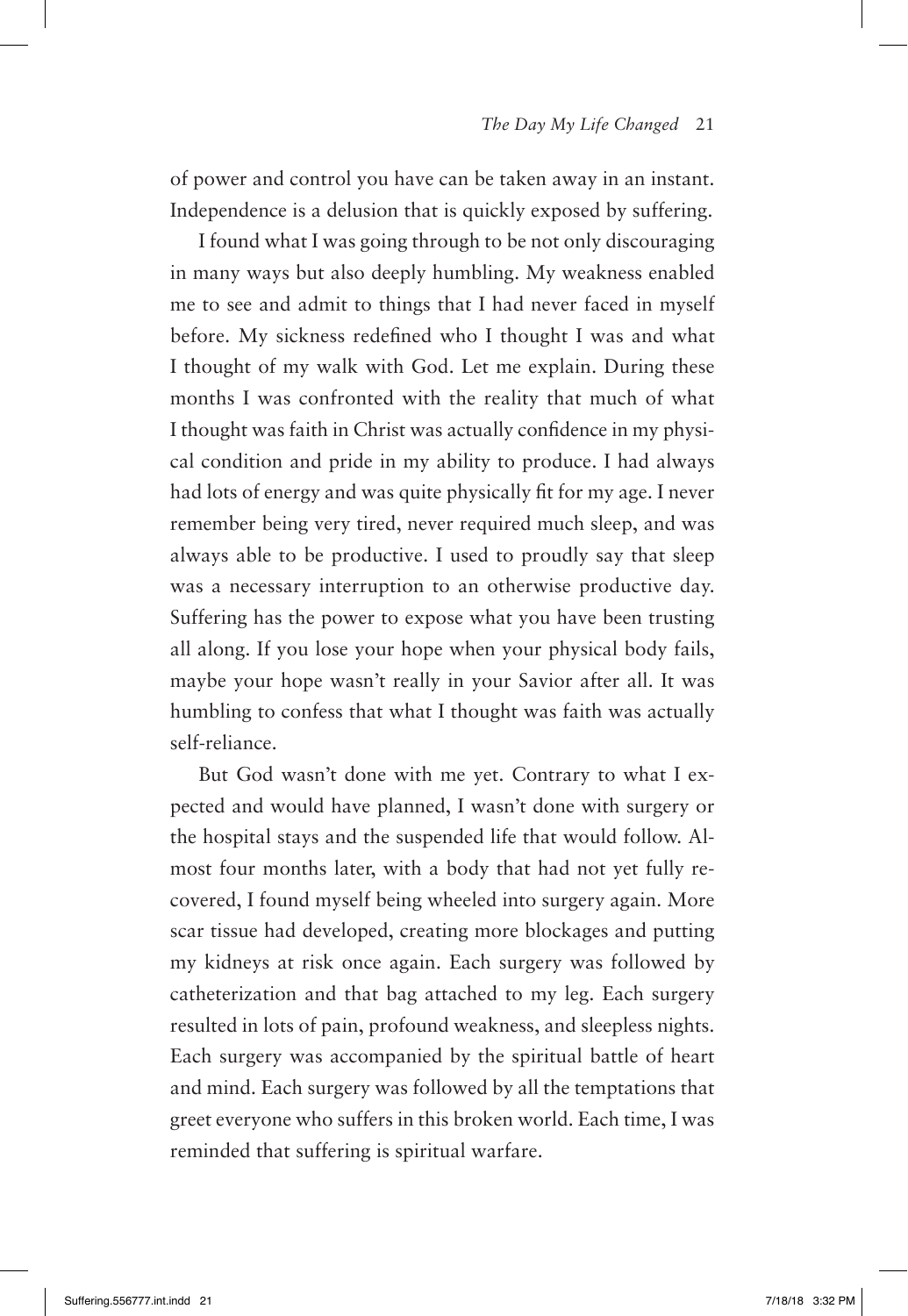of power and control you have can be taken away in an instant. Independence is a delusion that is quickly exposed by suffering.

I found what I was going through to be not only discouraging in many ways but also deeply humbling. My weakness enabled me to see and admit to things that I had never faced in myself before. My sickness redefined who I thought I was and what I thought of my walk with God. Let me explain. During these months I was confronted with the reality that much of what I thought was faith in Christ was actually confidence in my physical condition and pride in my ability to produce. I had always had lots of energy and was quite physically fit for my age. I never remember being very tired, never required much sleep, and was always able to be productive. I used to proudly say that sleep was a necessary interruption to an otherwise productive day. Suffering has the power to expose what you have been trusting all along. If you lose your hope when your physical body fails, maybe your hope wasn't really in your Savior after all. It was humbling to confess that what I thought was faith was actually self-reliance.

But God wasn't done with me yet. Contrary to what I expected and would have planned, I wasn't done with surgery or the hospital stays and the suspended life that would follow. Almost four months later, with a body that had not yet fully recovered, I found myself being wheeled into surgery again. More scar tissue had developed, creating more blockages and putting my kidneys at risk once again. Each surgery was followed by catheterization and that bag attached to my leg. Each surgery resulted in lots of pain, profound weakness, and sleepless nights. Each surgery was accompanied by the spiritual battle of heart and mind. Each surgery was followed by all the temptations that greet everyone who suffers in this broken world. Each time, I was reminded that suffering is spiritual warfare.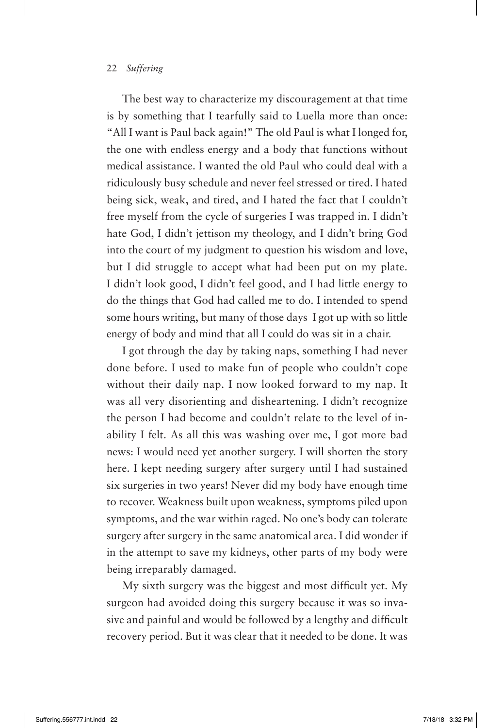The best way to characterize my discouragement at that time is by something that I tearfully said to Luella more than once: "All I want is Paul back again!" The old Paul is what I longed for, the one with endless energy and a body that functions without medical assistance. I wanted the old Paul who could deal with a ridiculously busy schedule and never feel stressed or tired. I hated being sick, weak, and tired, and I hated the fact that I couldn't free myself from the cycle of surgeries I was trapped in. I didn't hate God, I didn't jettison my theology, and I didn't bring God into the court of my judgment to question his wisdom and love, but I did struggle to accept what had been put on my plate. I didn't look good, I didn't feel good, and I had little energy to do the things that God had called me to do. I intended to spend some hours writing, but many of those days I got up with so little energy of body and mind that all I could do was sit in a chair.

I got through the day by taking naps, something I had never done before. I used to make fun of people who couldn't cope without their daily nap. I now looked forward to my nap. It was all very disorienting and disheartening. I didn't recognize the person I had become and couldn't relate to the level of inability I felt. As all this was washing over me, I got more bad news: I would need yet another surgery. I will shorten the story here. I kept needing surgery after surgery until I had sustained six surgeries in two years! Never did my body have enough time to recover. Weakness built upon weakness, symptoms piled upon symptoms, and the war within raged. No one's body can tolerate surgery after surgery in the same anatomical area. I did wonder if in the attempt to save my kidneys, other parts of my body were being irreparably damaged.

My sixth surgery was the biggest and most difficult yet. My surgeon had avoided doing this surgery because it was so invasive and painful and would be followed by a lengthy and difficult recovery period. But it was clear that it needed to be done. It was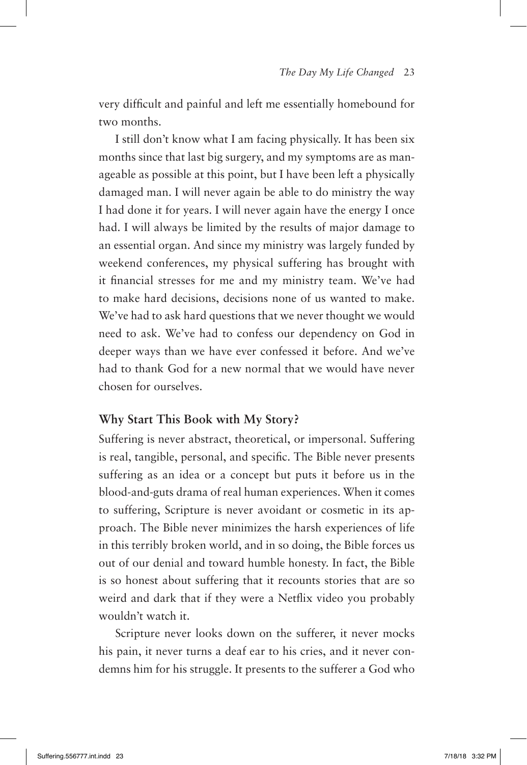very difficult and painful and left me essentially homebound for two months.

I still don't know what I am facing physically. It has been six months since that last big surgery, and my symptoms are as manageable as possible at this point, but I have been left a physically damaged man. I will never again be able to do ministry the way I had done it for years. I will never again have the energy I once had. I will always be limited by the results of major damage to an essential organ. And since my ministry was largely funded by weekend conferences, my physical suffering has brought with it financial stresses for me and my ministry team. We've had to make hard decisions, decisions none of us wanted to make. We've had to ask hard questions that we never thought we would need to ask. We've had to confess our dependency on God in deeper ways than we have ever confessed it before. And we've had to thank God for a new normal that we would have never chosen for ourselves.

### Why Start This Book with My Story?

Suffering is never abstract, theoretical, or impersonal. Suffering is real, tangible, personal, and specific. The Bible never presents suffering as an idea or a concept but puts it before us in the blood-and-guts drama of real human experiences. When it comes to suffering, Scripture is never avoidant or cosmetic in its approach. The Bible never minimizes the harsh experiences of life in this terribly broken world, and in so doing, the Bible forces us out of our denial and toward humble honesty. In fact, the Bible is so honest about suffering that it recounts stories that are so weird and dark that if they were a Netflix video you probably wouldn't watch it.

Scripture never looks down on the sufferer, it never mocks his pain, it never turns a deaf ear to his cries, and it never condemns him for his struggle. It presents to the sufferer a God who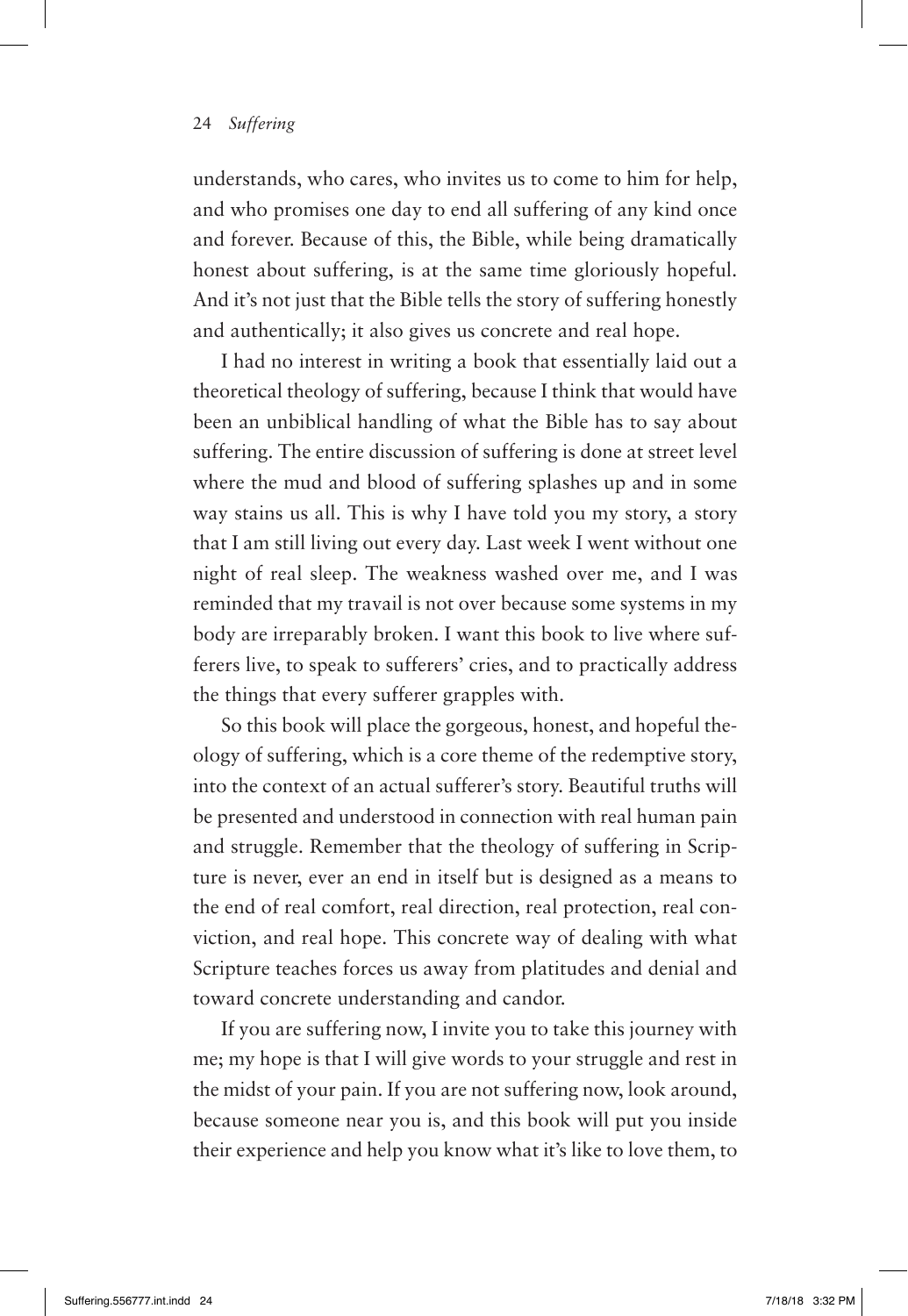understands, who cares, who invites us to come to him for help, and who promises one day to end all suffering of any kind once and forever. Because of this, the Bible, while being dramatically honest about suffering, is at the same time gloriously hopeful. And it's not just that the Bible tells the story of suffering honestly and authentically; it also gives us concrete and real hope.

I had no interest in writing a book that essentially laid out a theoretical theology of suffering, because I think that would have been an unbiblical handling of what the Bible has to say about suffering. The entire discussion of suffering is done at street level where the mud and blood of suffering splashes up and in some way stains us all. This is why I have told you my story, a story that I am still living out every day. Last week I went without one night of real sleep. The weakness washed over me, and I was reminded that my travail is not over because some systems in my body are irreparably broken. I want this book to live where sufferers live, to speak to sufferers' cries, and to practically address the things that every sufferer grapples with.

So this book will place the gorgeous, honest, and hopeful theology of suffering, which is a core theme of the redemptive story, into the context of an actual sufferer's story. Beautiful truths will be presented and understood in connection with real human pain and struggle. Remember that the theology of suffering in Scripture is never, ever an end in itself but is designed as a means to the end of real comfort, real direction, real protection, real conviction, and real hope. This concrete way of dealing with what Scripture teaches forces us away from platitudes and denial and toward concrete understanding and candor.

If you are suffering now, I invite you to take this journey with me; my hope is that I will give words to your struggle and rest in the midst of your pain. If you are not suffering now, look around, because someone near you is, and this book will put you inside their experience and help you know what it's like to love them, to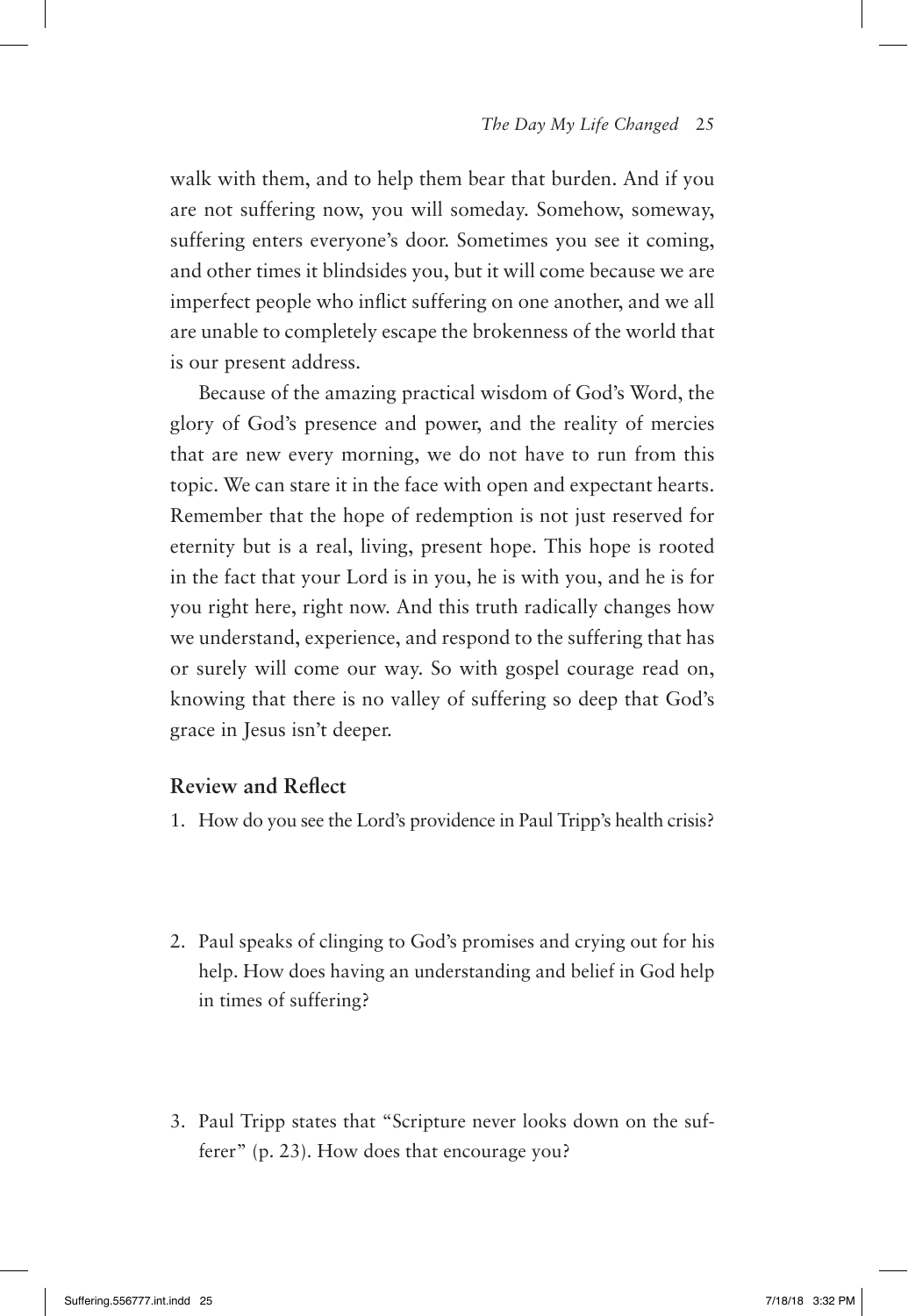walk with them, and to help them bear that burden. And if you are not suffering now, you will someday. Somehow, someway, suffering enters everyone's door. Sometimes you see it coming, and other times it blindsides you, but it will come because we are imperfect people who inflict suffering on one another, and we all are unable to completely escape the brokenness of the world that is our present address.

Because of the amazing practical wisdom of God's Word, the glory of God's presence and power, and the reality of mercies that are new every morning, we do not have to run from this topic. We can stare it in the face with open and expectant hearts. Remember that the hope of redemption is not just reserved for eternity but is a real, living, present hope. This hope is rooted in the fact that your Lord is in you, he is with you, and he is for you right here, right now. And this truth radically changes how we understand, experience, and respond to the suffering that has or surely will come our way. So with gospel courage read on, knowing that there is no valley of suffering so deep that God's grace in Jesus isn't deeper.

### Review and Reflect

1. How do you see the Lord's providence in Paul Tripp's health crisis?

2. Paul speaks of clinging to God's promises and crying out for his help. How does having an understanding and belief in God help in times of suffering?

3. Paul Tripp states that "Scripture never looks down on the sufferer" (p. 23). How does that encourage you?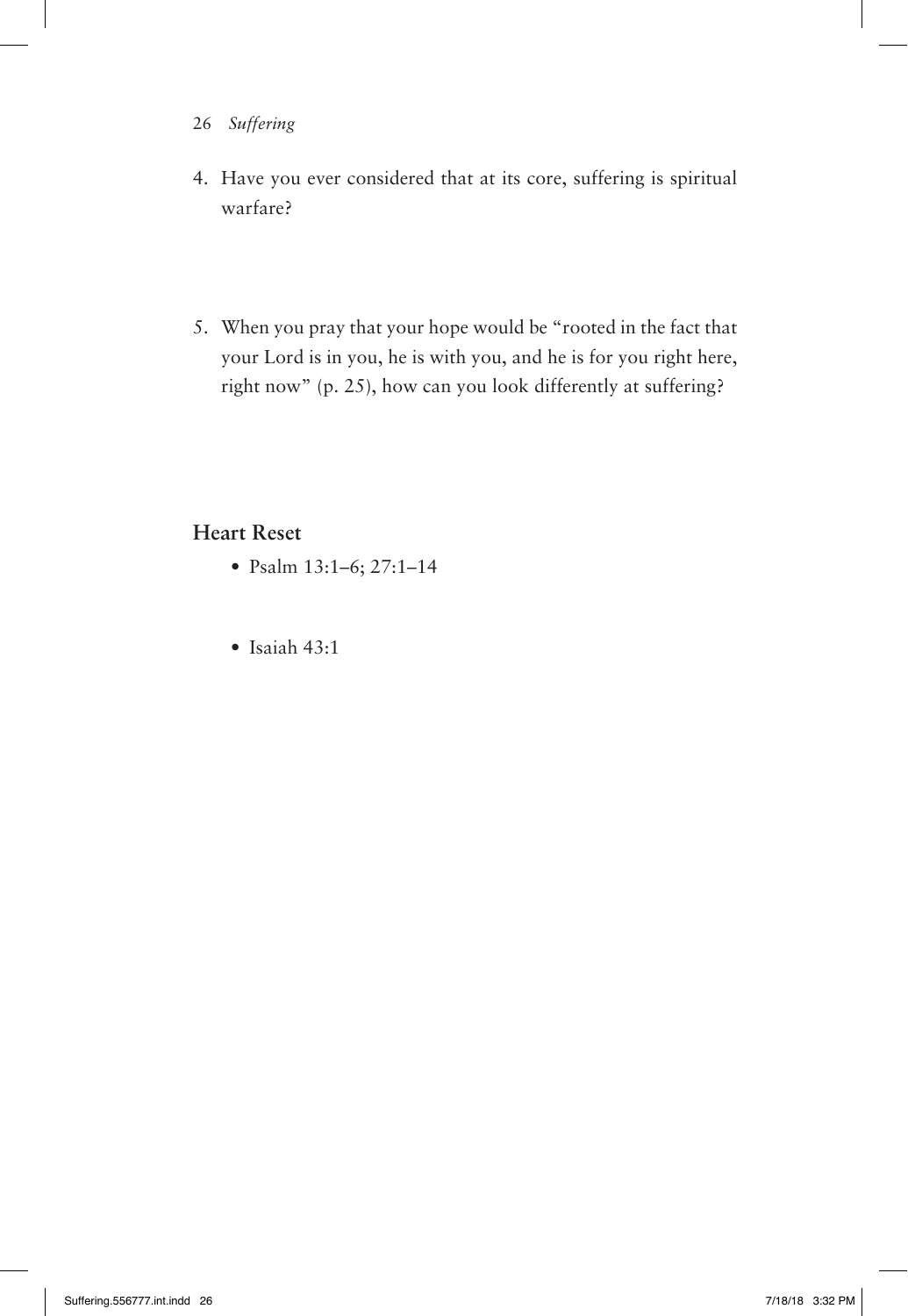4. Have you ever considered that at its core, suffering is spiritual warfare?

5. When you pray that your hope would be "rooted in the fact that your Lord is in you, he is with you, and he is for you right here, right now" (p. 25), how can you look differently at suffering?

## Heart Reset

- Psalm 13:1–6; 27:1–14

- Isaiah 43:1